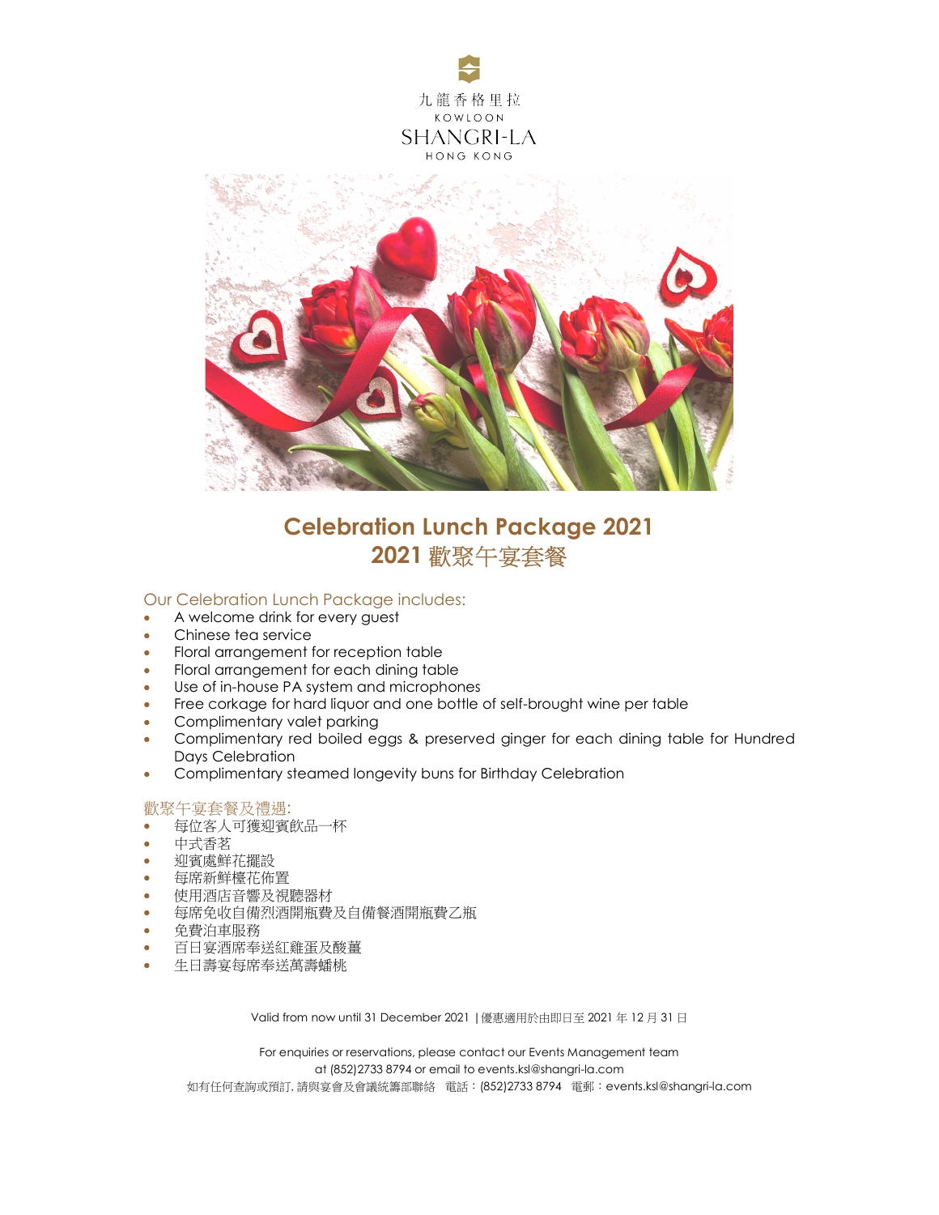九龍香格里拉

KOWLOON

SHANGRI-LA

HONG KONG

# Celebration Lunch Package 2021
# 2021 歡聚午宴套餐

### Our Celebration Lunch Package includes:

- A welcome drink for every guest
- Chinese tea service
- Floral arrangement for reception table
- Floral arrangement for each dining table
- Use of in-house PA system and microphones
- Free corkage for hard liquor and one bottle of self-brought wine per table
- Complimentary valet parking
- Complimentary red boiled eggs & preserved ginger for each dining table for Hundred Days Celebration
- Complimentary steamed longevity buns for Birthday Celebration

### 歡聚午宴套餐及禮遇:

- 每位客人可獲迎賓飲品一杯
- 中式香茗
- 迎賓處鮮花擺設
- 每席新鮮檯花佈置
- 使用酒店音響及視聽器材
- 每席免收自備烈酒開瓶費及自備餐酒開瓶費乙瓶
- 免費泊車服務
- 百日宴酒席奉送紅雞蛋及酸薑
- 生日壽宴每席奉送萬壽蟠桃

Valid from now until 31 December 2021 | 優惠適用於由即日至 2021 年 12 月 31 日

For enquiries or reservations, please contact our Events Management team at (852)2733 8794 or email to events.ksl@shangri-la.com

如有任何查詢或預訂, 請與宴會及會議統籌部聯絡 電話：(852)2733 8794 電郵：events.ksl@shangri-la.com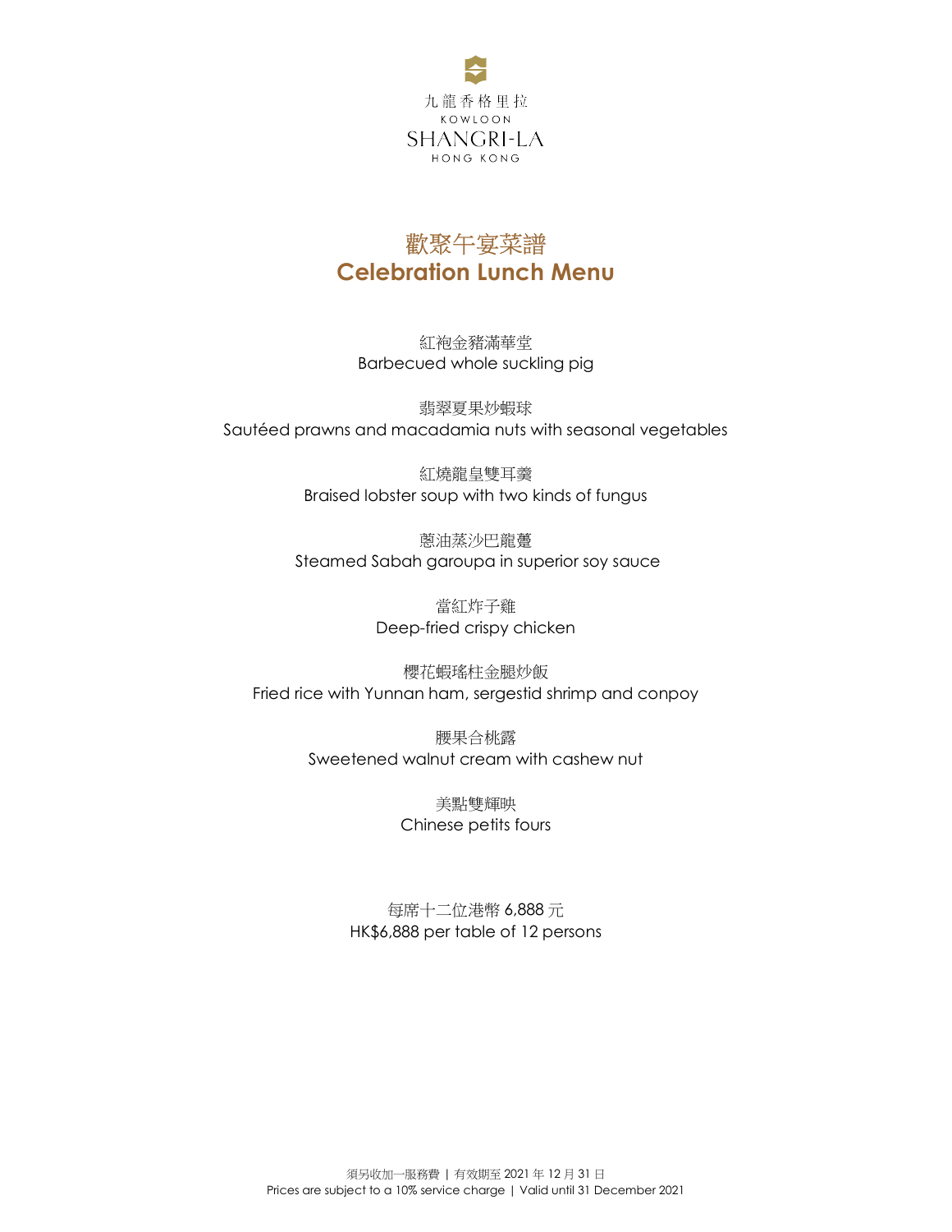九龍香格里拉
KOWLOON
SHANGRI-LA
HONG KONG

# 歡聚午宴菜譜
# Celebration Lunch Menu

紅袍金豬滿華堂
Barbecued whole suckling pig

翡翠夏果炒蝦球
Sautéed prawns and macadamia nuts with seasonal vegetables

紅燒龍皇雙耳羹
Braised lobster soup with two kinds of fungus

蔥油蒸沙巴龍躉
Steamed Sabah garoupa in superior soy sauce

當紅炸子雞
Deep-fried crispy chicken

櫻花蝦瑤柱金腿炒飯
Fried rice with Yunnan ham, sergestid shrimp and conpoy

腰果合桃露
Sweetened walnut cream with cashew nut

美點雙輝映
Chinese petits fours

每席十二位港幣 6,888 元
HK$6,888 per table of 12 persons

須另收加一服務費 | 有效期至 2021 年 12 月 31 日
Prices are subject to a 10% service charge | Valid until 31 December 2021